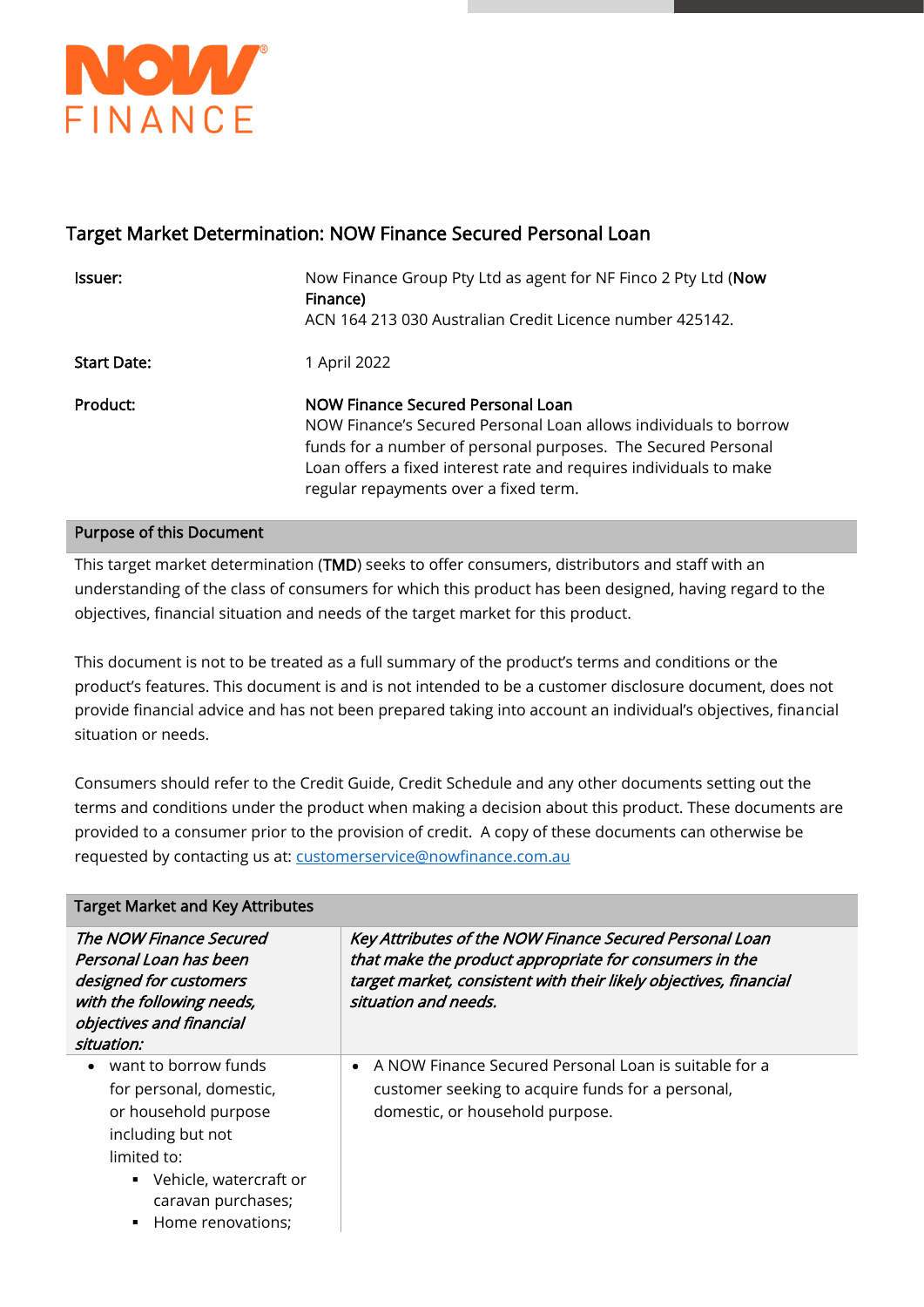NOW FINANCE

# Target Market Determination: NOW Finance Secured Personal Loan

| | |
|---|---|
| **Issuer:** | Now Finance Group Pty Ltd as agent for NF Finco 2 Pty Ltd (**Now Finance**)<br>ACN 164 213 030 Australian Credit Licence number 425142. |
| **Start Date:** | 1 April 2022 |
| **Product:** | **NOW Finance Secured Personal Loan**<br>NOW Finance's Secured Personal Loan allows individuals to borrow funds for a number of personal purposes. The Secured Personal Loan offers a fixed interest rate and requires individuals to make regular repayments over a fixed term. |

## Purpose of this Document

This target market determination (**TMD**) seeks to offer consumers, distributors and staff with an understanding of the class of consumers for which this product has been designed, having regard to the objectives, financial situation and needs of the target market for this product.

This document is not to be treated as a full summary of the product's terms and conditions or the product's features. This document is and is not intended to be a customer disclosure document, does not provide financial advice and has not been prepared taking into account an individual's objectives, financial situation or needs.

Consumers should refer to the Credit Guide, Credit Schedule and any other documents setting out the terms and conditions under the product when making a decision about this product. These documents are provided to a consumer prior to the provision of credit. A copy of these documents can otherwise be requested by contacting us at: customerservice@nowfinance.com.au

## Target Market and Key Attributes

| *The NOW Finance Secured Personal Loan has been designed for customers with the following needs, objectives and financial situation:* | *Key Attributes of the NOW Finance Secured Personal Loan that make the product appropriate for consumers in the target market, consistent with their likely objectives, financial situation and needs.* |
|---|---|
| • want to borrow funds for personal, domestic, or household purpose including but not limited to:<br>▪ Vehicle, watercraft or caravan purchases;<br>▪ Home renovations; | • A NOW Finance Secured Personal Loan is suitable for a customer seeking to acquire funds for a personal, domestic, or household purpose. |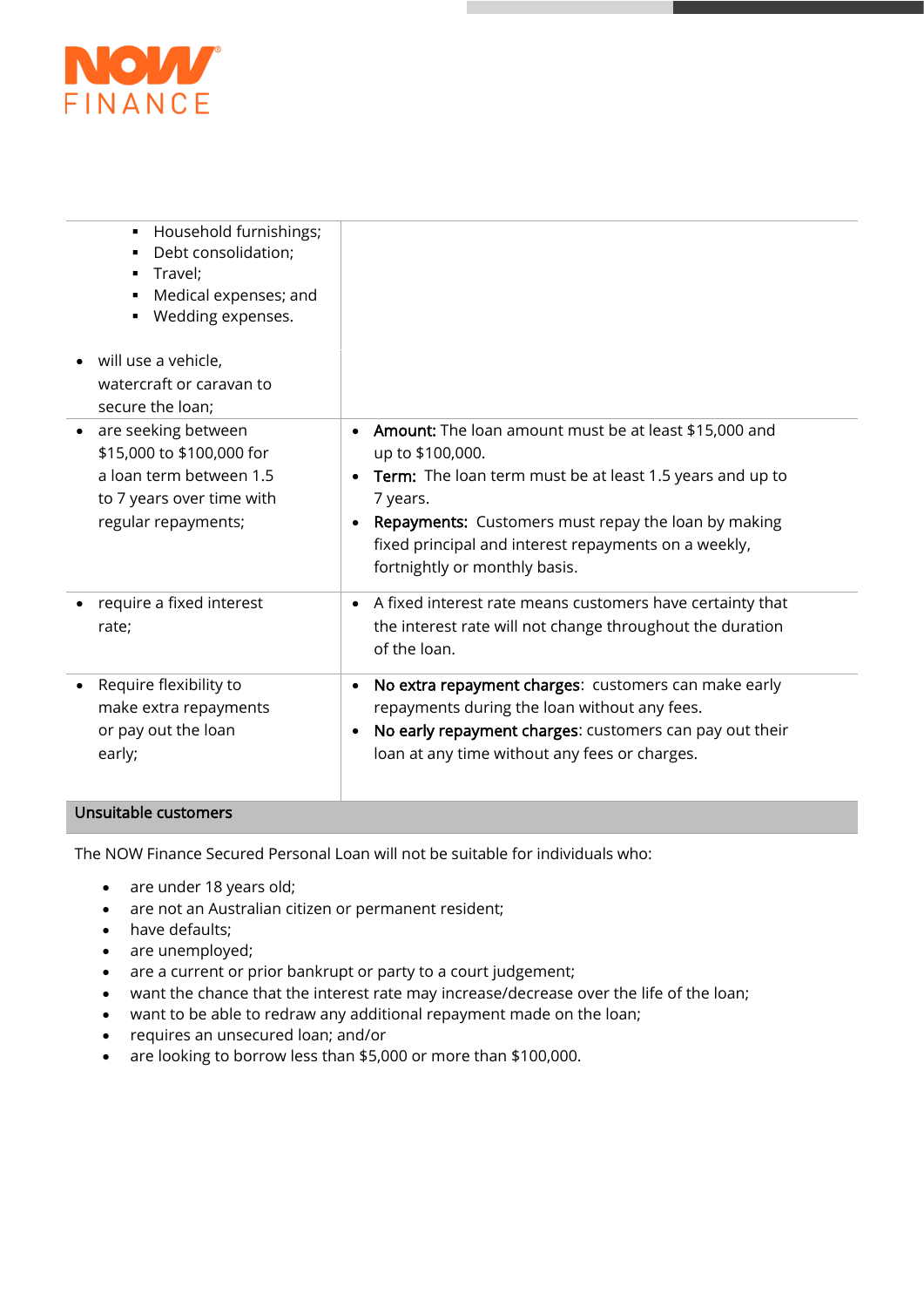| | |
|---|---|
| ▪ Household furnishings;<br>▪ Debt consolidation;<br>▪ Travel;<br>▪ Medical expenses; and<br>▪ Wedding expenses.<br><br>• will use a vehicle, watercraft or caravan to secure the loan; | |
| • are seeking between $15,000 to $100,000 for a loan term between 1.5 to 7 years over time with regular repayments; | • **Amount:** The loan amount must be at least $15,000 and up to $100,000.<br>• **Term:** The loan term must be at least 1.5 years and up to 7 years.<br>• **Repayments:** Customers must repay the loan by making fixed principal and interest repayments on a weekly, fortnightly or monthly basis. |
| • require a fixed interest rate; | • A fixed interest rate means customers have certainty that the interest rate will not change throughout the duration of the loan. |
| • Require flexibility to make extra repayments or pay out the loan early; | • **No extra repayment charges**: customers can make early repayments during the loan without any fees.<br>• **No early repayment charges**: customers can pay out their loan at any time without any fees or charges. |

## Unsuitable customers

The NOW Finance Secured Personal Loan will not be suitable for individuals who:

- are under 18 years old;
- are not an Australian citizen or permanent resident;
- have defaults;
- are unemployed;
- are a current or prior bankrupt or party to a court judgement;
- want the chance that the interest rate may increase/decrease over the life of the loan;
- want to be able to redraw any additional repayment made on the loan;
- requires an unsecured loan; and/or
- are looking to borrow less than $5,000 or more than $100,000.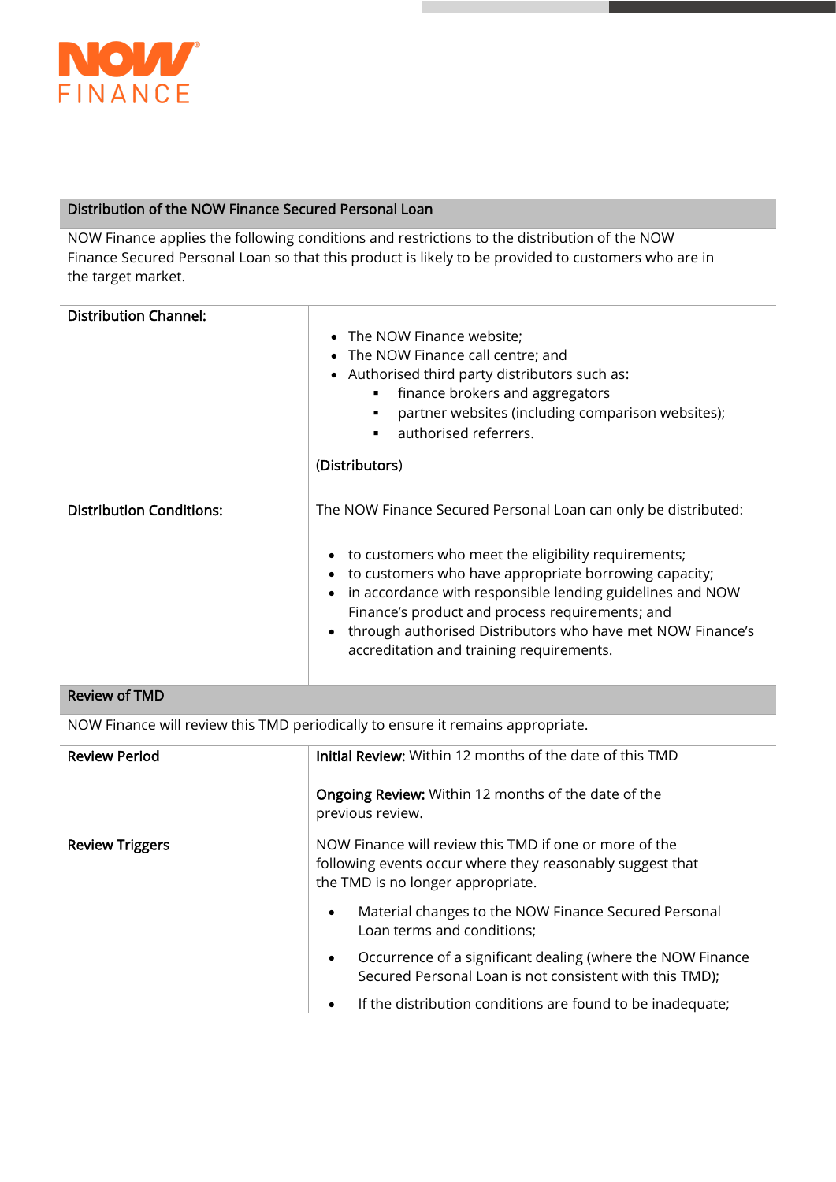## Distribution of the NOW Finance Secured Personal Loan

NOW Finance applies the following conditions and restrictions to the distribution of the NOW Finance Secured Personal Loan so that this product is likely to be provided to customers who are in the target market.

| | |
|---|---|
| **Distribution Channel:** | • The NOW Finance website;<br>• The NOW Finance call centre; and<br>• Authorised third party distributors such as:<br>&nbsp;&nbsp;▪ finance brokers and aggregators<br>&nbsp;&nbsp;▪ partner websites (including comparison websites);<br>&nbsp;&nbsp;▪ authorised referrers.<br><br>(**Distributors**) |
| **Distribution Conditions:** | The NOW Finance Secured Personal Loan can only be distributed:<br><br>• to customers who meet the eligibility requirements;<br>• to customers who have appropriate borrowing capacity;<br>• in accordance with responsible lending guidelines and NOW Finance's product and process requirements; and<br>• through authorised Distributors who have met NOW Finance's accreditation and training requirements. |

## Review of TMD

NOW Finance will review this TMD periodically to ensure it remains appropriate.

| | |
|---|---|
| **Review Period** | **Initial Review:** Within 12 months of the date of this TMD<br><br>**Ongoing Review:** Within 12 months of the date of the previous review. |
| **Review Triggers** | NOW Finance will review this TMD if one or more of the following events occur where they reasonably suggest that the TMD is no longer appropriate.<br><br>• Material changes to the NOW Finance Secured Personal Loan terms and conditions;<br>• Occurrence of a significant dealing (where the NOW Finance Secured Personal Loan is not consistent with this TMD);<br>• If the distribution conditions are found to be inadequate; |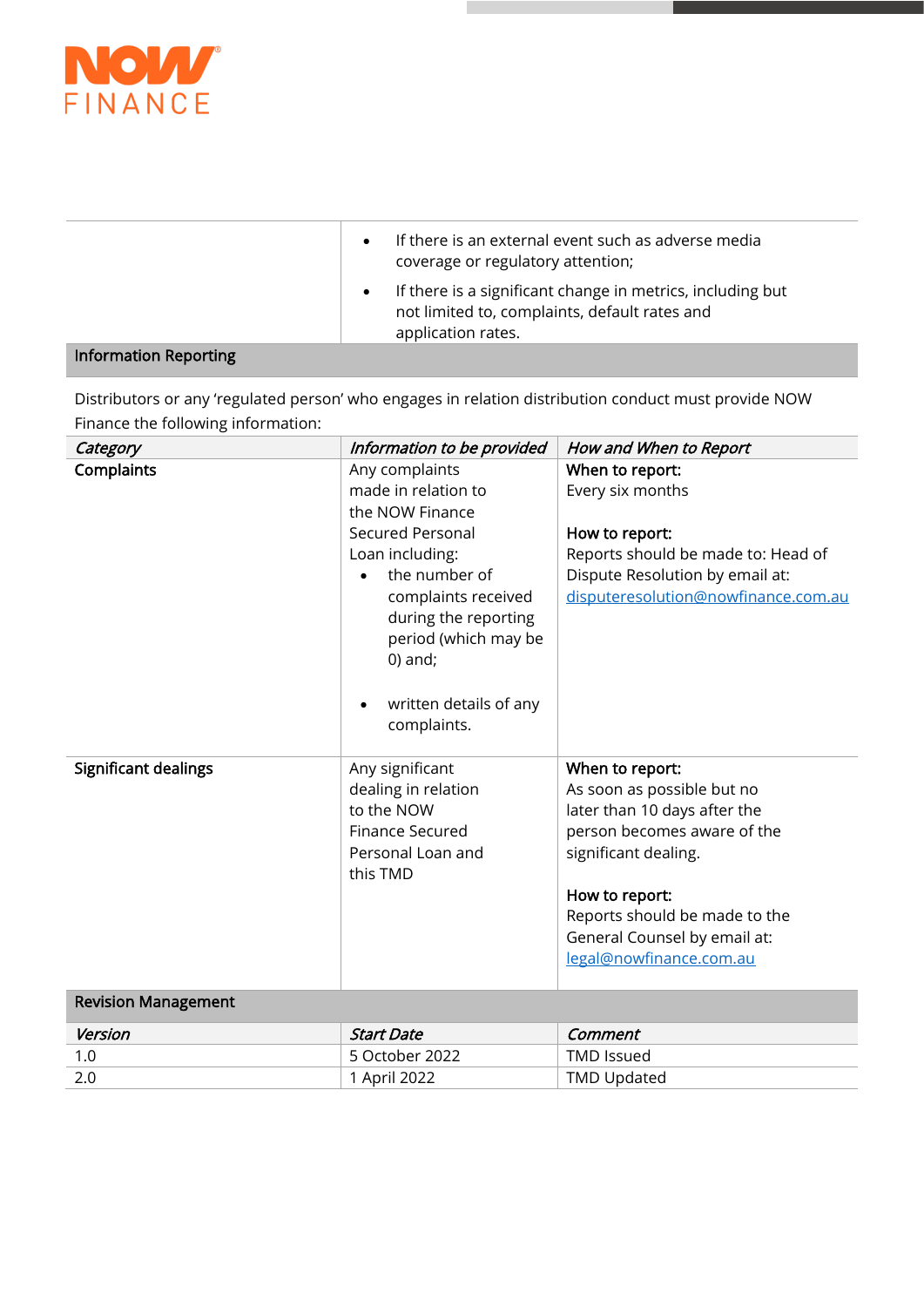| | |
|---|---|
| | • If there is an external event such as adverse media coverage or regulatory attention;<br>• If there is a significant change in metrics, including but not limited to, complaints, default rates and application rates. |

## Information Reporting

Distributors or any 'regulated person' who engages in relation distribution conduct must provide NOW Finance the following information:

| *Category* | *Information to be provided* | *How and When to Report* |
|---|---|---|
| **Complaints** | Any complaints made in relation to the NOW Finance Secured Personal Loan including:<br>• the number of complaints received during the reporting period (which may be 0) and;<br>• written details of any complaints. | **When to report:**<br>Every six months<br><br>**How to report:**<br>Reports should be made to: Head of Dispute Resolution by email at: disputeresolution@nowfinance.com.au |
| **Significant dealings** | Any significant dealing in relation to the NOW Finance Secured Personal Loan and this TMD | **When to report:**<br>As soon as possible but no later than 10 days after the person becomes aware of the significant dealing.<br><br>**How to report:**<br>Reports should be made to the General Counsel by email at: legal@nowfinance.com.au |

## Revision Management

| *Version* | *Start Date* | *Comment* |
|---|---|---|
| 1.0 | 5 October 2022 | TMD Issued |
| 2.0 | 1 April 2022 | TMD Updated |